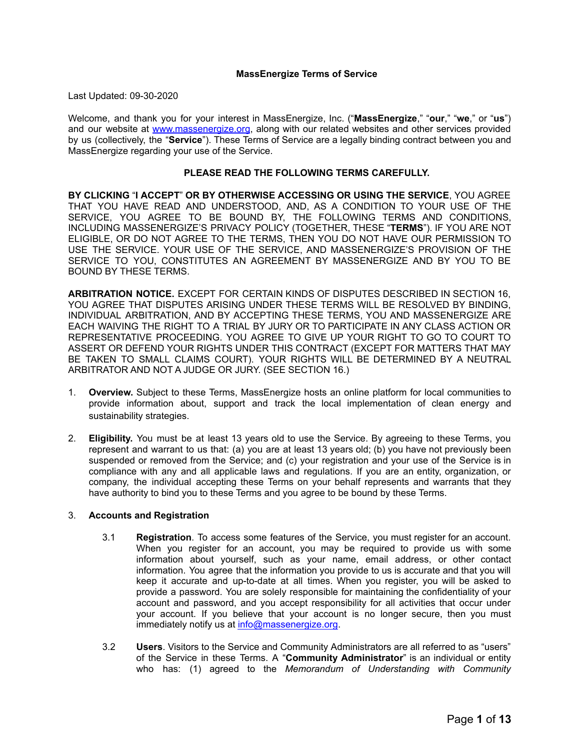# MassEnergize Terms of Service

Last Updated: 09-30-2020

Welcome, and thank you for your interest in MassEnergize, Inc. ("**MassEnergize**," "**our**," "**we**," or "**us**") and our website at [www.massenergize.org](http://www.massenergize.org), along with our related websites and other services provided by us (collectively, the "**Service**"). These Terms of Service are a legally binding contract between you and MassEnergize regarding your use of the Service.

**PLEASE READ THE FOLLOWING TERMS CAREFULLY.**

**BY CLICKING "I ACCEPT" OR BY OTHERWISE ACCESSING OR USING THE SERVICE**, YOU AGREE THAT YOU HAVE READ AND UNDERSTOOD, AND, AS A CONDITION TO YOUR USE OF THE SERVICE, YOU AGREE TO BE BOUND BY, THE FOLLOWING TERMS AND CONDITIONS, INCLUDING MASSENERGIZE'S PRIVACY POLICY (TOGETHER, THESE "**TERMS**"). IF YOU ARE NOT ELIGIBLE, OR DO NOT AGREE TO THE TERMS, THEN YOU DO NOT HAVE OUR PERMISSION TO USE THE SERVICE. YOUR USE OF THE SERVICE, AND MASSENERGIZE'S PROVISION OF THE SERVICE TO YOU, CONSTITUTES AN AGREEMENT BY MASSENERGIZE AND BY YOU TO BE BOUND BY THESE TERMS.

**ARBITRATION NOTICE.** EXCEPT FOR CERTAIN KINDS OF DISPUTES DESCRIBED IN SECTION 16, YOU AGREE THAT DISPUTES ARISING UNDER THESE TERMS WILL BE RESOLVED BY BINDING, INDIVIDUAL ARBITRATION, AND BY ACCEPTING THESE TERMS, YOU AND MASSENERGIZE ARE EACH WAIVING THE RIGHT TO A TRIAL BY JURY OR TO PARTICIPATE IN ANY CLASS ACTION OR REPRESENTATIVE PROCEEDING. YOU AGREE TO GIVE UP YOUR RIGHT TO GO TO COURT TO ASSERT OR DEFEND YOUR RIGHTS UNDER THIS CONTRACT (EXCEPT FOR MATTERS THAT MAY BE TAKEN TO SMALL CLAIMS COURT). YOUR RIGHTS WILL BE DETERMINED BY A NEUTRAL ARBITRATOR AND NOT A JUDGE OR JURY. (SEE SECTION 16.)

1. **Overview.** Subject to these Terms, MassEnergize hosts an online platform for local communities to provide information about, support and track the local implementation of clean energy and sustainability strategies.

2. **Eligibility.** You must be at least 13 years old to use the Service. By agreeing to these Terms, you represent and warrant to us that: (a) you are at least 13 years old; (b) you have not previously been suspended or removed from the Service; and (c) your registration and your use of the Service is in compliance with any and all applicable laws and regulations. If you are an entity, organization, or company, the individual accepting these Terms on your behalf represents and warrants that they have authority to bind you to these Terms and you agree to be bound by these Terms.

3. **Accounts and Registration**

   3.1 **Registration**. To access some features of the Service, you must register for an account. When you register for an account, you may be required to provide us with some information about yourself, such as your name, email address, or other contact information. You agree that the information you provide to us is accurate and that you will keep it accurate and up-to-date at all times. When you register, you will be asked to provide a password. You are solely responsible for maintaining the confidentiality of your account and password, and you accept responsibility for all activities that occur under your account. If you believe that your account is no longer secure, then you must immediately notify us at [info@massenergize.org](mailto:info@massenergize.org).

   3.2 **Users**. Visitors to the Service and Community Administrators are all referred to as "users" of the Service in these Terms. A "**Community Administrator**" is an individual or entity who has: (1) agreed to the *Memorandum of Understanding with Community*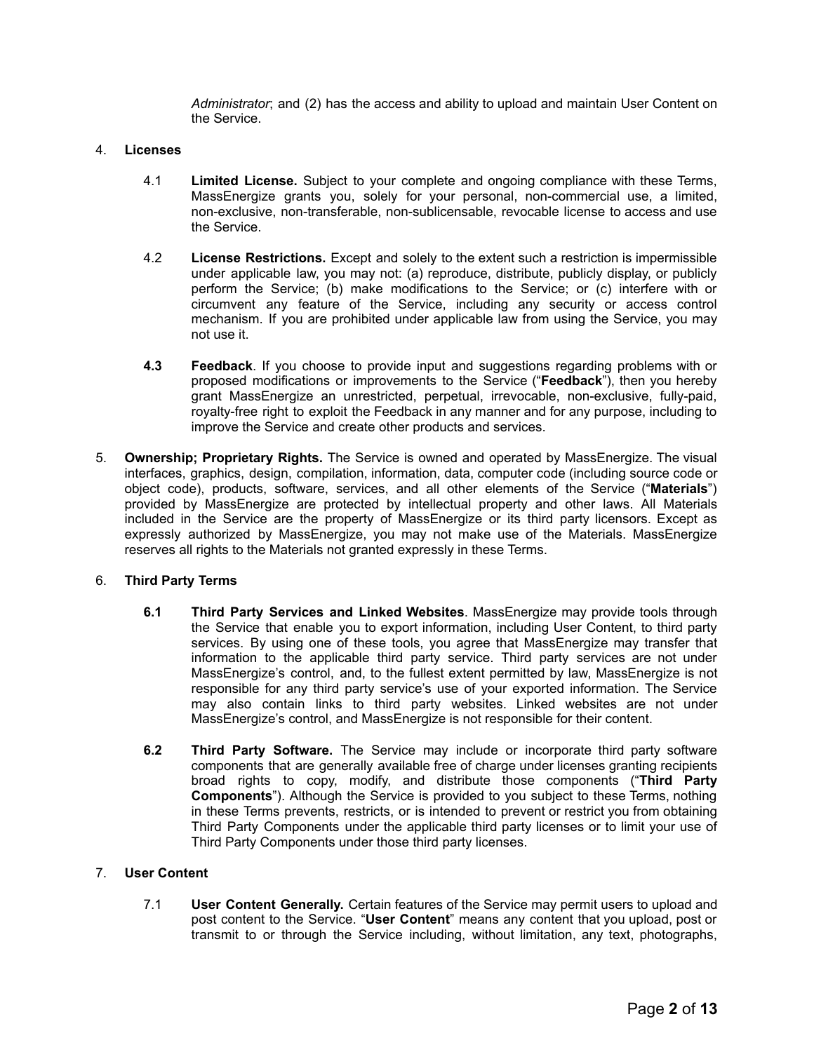*Administrator*; and (2) has the access and ability to upload and maintain User Content on the Service.

4. **Licenses**

   4.1 **Limited License.** Subject to your complete and ongoing compliance with these Terms, MassEnergize grants you, solely for your personal, non-commercial use, a limited, non-exclusive, non-transferable, non-sublicensable, revocable license to access and use the Service.

   4.2 **License Restrictions.** Except and solely to the extent such a restriction is impermissible under applicable law, you may not: (a) reproduce, distribute, publicly display, or publicly perform the Service; (b) make modifications to the Service; or (c) interfere with or circumvent any feature of the Service, including any security or access control mechanism. If you are prohibited under applicable law from using the Service, you may not use it.

   **4.3** **Feedback**. If you choose to provide input and suggestions regarding problems with or proposed modifications or improvements to the Service ("**Feedback**"), then you hereby grant MassEnergize an unrestricted, perpetual, irrevocable, non-exclusive, fully-paid, royalty-free right to exploit the Feedback in any manner and for any purpose, including to improve the Service and create other products and services.

5. **Ownership; Proprietary Rights.** The Service is owned and operated by MassEnergize. The visual interfaces, graphics, design, compilation, information, data, computer code (including source code or object code), products, software, services, and all other elements of the Service ("**Materials**") provided by MassEnergize are protected by intellectual property and other laws. All Materials included in the Service are the property of MassEnergize or its third party licensors. Except as expressly authorized by MassEnergize, you may not make use of the Materials. MassEnergize reserves all rights to the Materials not granted expressly in these Terms.

6. **Third Party Terms**

   **6.1** **Third Party Services and Linked Websites**. MassEnergize may provide tools through the Service that enable you to export information, including User Content, to third party services. By using one of these tools, you agree that MassEnergize may transfer that information to the applicable third party service. Third party services are not under MassEnergize's control, and, to the fullest extent permitted by law, MassEnergize is not responsible for any third party service's use of your exported information. The Service may also contain links to third party websites. Linked websites are not under MassEnergize's control, and MassEnergize is not responsible for their content.

   **6.2** **Third Party Software.** The Service may include or incorporate third party software components that are generally available free of charge under licenses granting recipients broad rights to copy, modify, and distribute those components ("**Third Party Components**"). Although the Service is provided to you subject to these Terms, nothing in these Terms prevents, restricts, or is intended to prevent or restrict you from obtaining Third Party Components under the applicable third party licenses or to limit your use of Third Party Components under those third party licenses.

7. **User Content**

   7.1 **User Content Generally.** Certain features of the Service may permit users to upload and post content to the Service. "**User Content**" means any content that you upload, post or transmit to or through the Service including, without limitation, any text, photographs,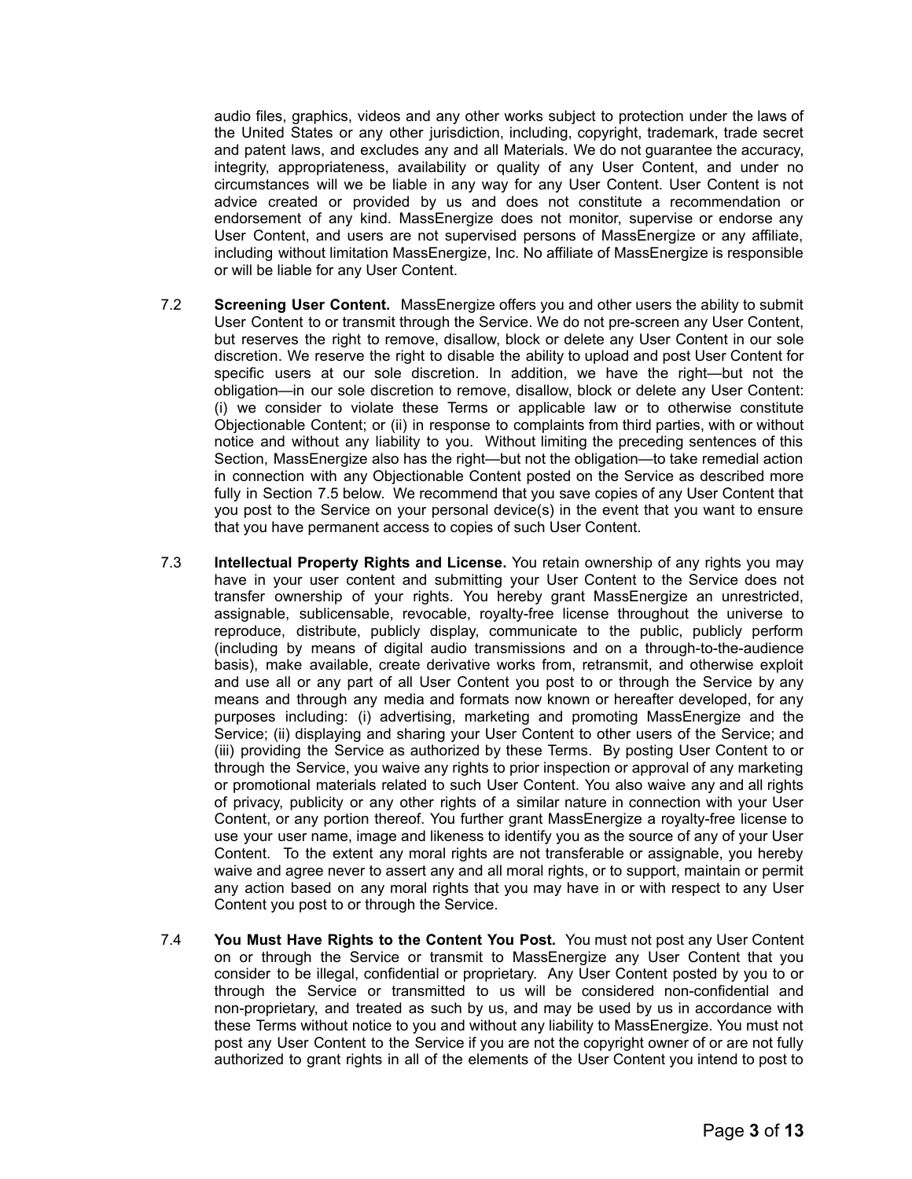audio files, graphics, videos and any other works subject to protection under the laws of the United States or any other jurisdiction, including, copyright, trademark, trade secret and patent laws, and excludes any and all Materials. We do not guarantee the accuracy, integrity, appropriateness, availability or quality of any User Content, and under no circumstances will we be liable in any way for any User Content. User Content is not advice created or provided by us and does not constitute a recommendation or endorsement of any kind. MassEnergize does not monitor, supervise or endorse any User Content, and users are not supervised persons of MassEnergize or any affiliate, including without limitation MassEnergize, Inc. No affiliate of MassEnergize is responsible or will be liable for any User Content.

7.2 **Screening User Content.** MassEnergize offers you and other users the ability to submit User Content to or transmit through the Service. We do not pre-screen any User Content, but reserves the right to remove, disallow, block or delete any User Content in our sole discretion. We reserve the right to disable the ability to upload and post User Content for specific users at our sole discretion. In addition, we have the right—but not the obligation—in our sole discretion to remove, disallow, block or delete any User Content: (i) we consider to violate these Terms or applicable law or to otherwise constitute Objectionable Content; or (ii) in response to complaints from third parties, with or without notice and without any liability to you. Without limiting the preceding sentences of this Section, MassEnergize also has the right—but not the obligation—to take remedial action in connection with any Objectionable Content posted on the Service as described more fully in Section 7.5 below. We recommend that you save copies of any User Content that you post to the Service on your personal device(s) in the event that you want to ensure that you have permanent access to copies of such User Content.

7.3 **Intellectual Property Rights and License.** You retain ownership of any rights you may have in your user content and submitting your User Content to the Service does not transfer ownership of your rights. You hereby grant MassEnergize an unrestricted, assignable, sublicensable, revocable, royalty-free license throughout the universe to reproduce, distribute, publicly display, communicate to the public, publicly perform (including by means of digital audio transmissions and on a through-to-the-audience basis), make available, create derivative works from, retransmit, and otherwise exploit and use all or any part of all User Content you post to or through the Service by any means and through any media and formats now known or hereafter developed, for any purposes including: (i) advertising, marketing and promoting MassEnergize and the Service; (ii) displaying and sharing your User Content to other users of the Service; and (iii) providing the Service as authorized by these Terms. By posting User Content to or through the Service, you waive any rights to prior inspection or approval of any marketing or promotional materials related to such User Content. You also waive any and all rights of privacy, publicity or any other rights of a similar nature in connection with your User Content, or any portion thereof. You further grant MassEnergize a royalty-free license to use your user name, image and likeness to identify you as the source of any of your User Content. To the extent any moral rights are not transferable or assignable, you hereby waive and agree never to assert any and all moral rights, or to support, maintain or permit any action based on any moral rights that you may have in or with respect to any User Content you post to or through the Service.

7.4 **You Must Have Rights to the Content You Post.** You must not post any User Content on or through the Service or transmit to MassEnergize any User Content that you consider to be illegal, confidential or proprietary. Any User Content posted by you to or through the Service or transmitted to us will be considered non-confidential and non-proprietary, and treated as such by us, and may be used by us in accordance with these Terms without notice to you and without any liability to MassEnergize. You must not post any User Content to the Service if you are not the copyright owner of or are not fully authorized to grant rights in all of the elements of the User Content you intend to post to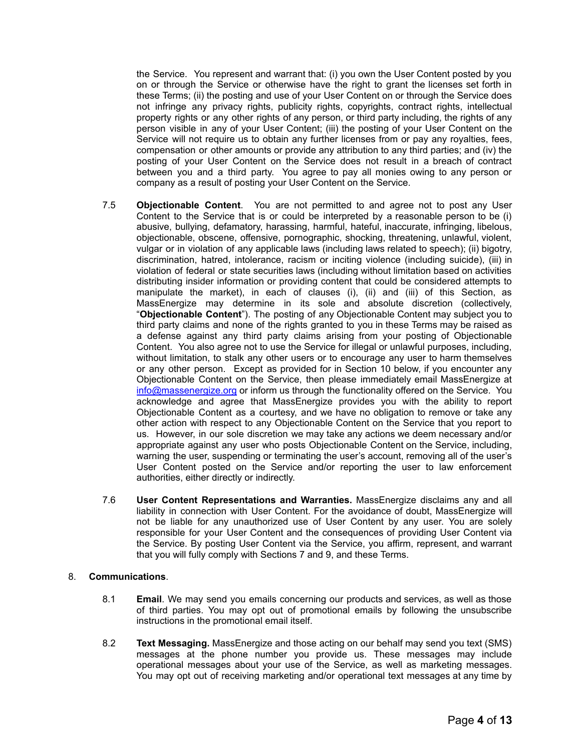the Service. You represent and warrant that: (i) you own the User Content posted by you on or through the Service or otherwise have the right to grant the licenses set forth in these Terms; (ii) the posting and use of your User Content on or through the Service does not infringe any privacy rights, publicity rights, copyrights, contract rights, intellectual property rights or any other rights of any person, or third party including, the rights of any person visible in any of your User Content; (iii) the posting of your User Content on the Service will not require us to obtain any further licenses from or pay any royalties, fees, compensation or other amounts or provide any attribution to any third parties; and (iv) the posting of your User Content on the Service does not result in a breach of contract between you and a third party. You agree to pay all monies owing to any person or company as a result of posting your User Content on the Service.

7.5 **Objectionable Content**. You are not permitted to and agree not to post any User Content to the Service that is or could be interpreted by a reasonable person to be (i) abusive, bullying, defamatory, harassing, harmful, hateful, inaccurate, infringing, libelous, objectionable, obscene, offensive, pornographic, shocking, threatening, unlawful, violent, vulgar or in violation of any applicable laws (including laws related to speech); (ii) bigotry, discrimination, hatred, intolerance, racism or inciting violence (including suicide), (iii) in violation of federal or state securities laws (including without limitation based on activities distributing insider information or providing content that could be considered attempts to manipulate the market), in each of clauses (i), (ii) and (iii) of this Section, as MassEnergize may determine in its sole and absolute discretion (collectively, "**Objectionable Content**"). The posting of any Objectionable Content may subject you to third party claims and none of the rights granted to you in these Terms may be raised as a defense against any third party claims arising from your posting of Objectionable Content. You also agree not to use the Service for illegal or unlawful purposes, including, without limitation, to stalk any other users or to encourage any user to harm themselves or any other person. Except as provided for in Section 10 below, if you encounter any Objectionable Content on the Service, then please immediately email MassEnergize at info@massenergize.org or inform us through the functionality offered on the Service. You acknowledge and agree that MassEnergize provides you with the ability to report Objectionable Content as a courtesy, and we have no obligation to remove or take any other action with respect to any Objectionable Content on the Service that you report to us. However, in our sole discretion we may take any actions we deem necessary and/or appropriate against any user who posts Objectionable Content on the Service, including, warning the user, suspending or terminating the user's account, removing all of the user's User Content posted on the Service and/or reporting the user to law enforcement authorities, either directly or indirectly.

7.6 **User Content Representations and Warranties.** MassEnergize disclaims any and all liability in connection with User Content. For the avoidance of doubt, MassEnergize will not be liable for any unauthorized use of User Content by any user. You are solely responsible for your User Content and the consequences of providing User Content via the Service. By posting User Content via the Service, you affirm, represent, and warrant that you will fully comply with Sections 7 and 9, and these Terms.

8. **Communications**.

8.1 **Email**. We may send you emails concerning our products and services, as well as those of third parties. You may opt out of promotional emails by following the unsubscribe instructions in the promotional email itself.

8.2 **Text Messaging.** MassEnergize and those acting on our behalf may send you text (SMS) messages at the phone number you provide us. These messages may include operational messages about your use of the Service, as well as marketing messages. You may opt out of receiving marketing and/or operational text messages at any time by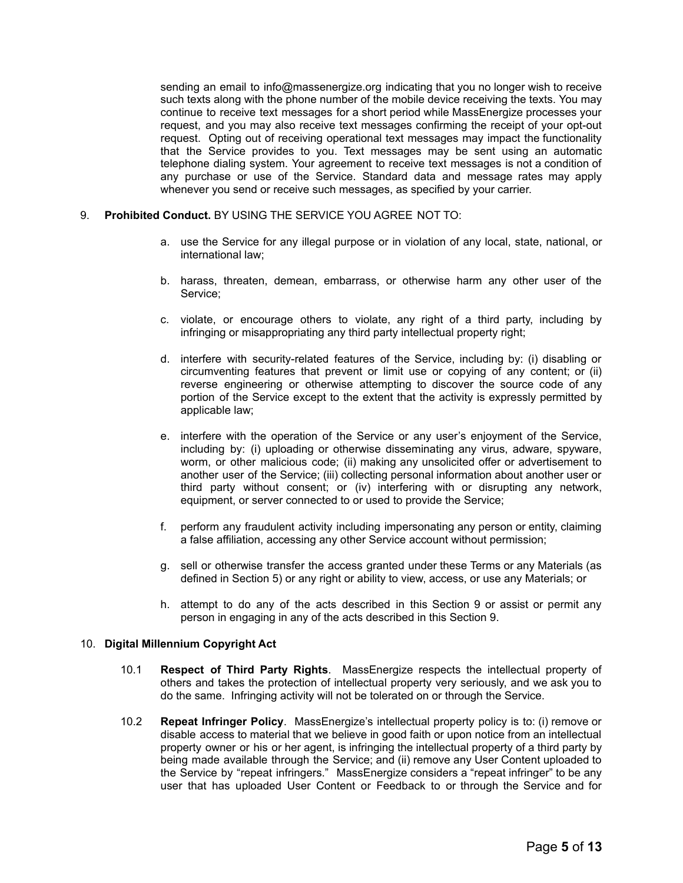sending an email to info@massenergize.org indicating that you no longer wish to receive such texts along with the phone number of the mobile device receiving the texts. You may continue to receive text messages for a short period while MassEnergize processes your request, and you may also receive text messages confirming the receipt of your opt-out request. Opting out of receiving operational text messages may impact the functionality that the Service provides to you. Text messages may be sent using an automatic telephone dialing system. Your agreement to receive text messages is not a condition of any purchase or use of the Service. Standard data and message rates may apply whenever you send or receive such messages, as specified by your carrier.

9. **Prohibited Conduct.** BY USING THE SERVICE YOU AGREE NOT TO:

   a. use the Service for any illegal purpose or in violation of any local, state, national, or international law;

   b. harass, threaten, demean, embarrass, or otherwise harm any other user of the Service;

   c. violate, or encourage others to violate, any right of a third party, including by infringing or misappropriating any third party intellectual property right;

   d. interfere with security-related features of the Service, including by: (i) disabling or circumventing features that prevent or limit use or copying of any content; or (ii) reverse engineering or otherwise attempting to discover the source code of any portion of the Service except to the extent that the activity is expressly permitted by applicable law;

   e. interfere with the operation of the Service or any user's enjoyment of the Service, including by: (i) uploading or otherwise disseminating any virus, adware, spyware, worm, or other malicious code; (ii) making any unsolicited offer or advertisement to another user of the Service; (iii) collecting personal information about another user or third party without consent; or (iv) interfering with or disrupting any network, equipment, or server connected to or used to provide the Service;

   f. perform any fraudulent activity including impersonating any person or entity, claiming a false affiliation, accessing any other Service account without permission;

   g. sell or otherwise transfer the access granted under these Terms or any Materials (as defined in Section 5) or any right or ability to view, access, or use any Materials; or

   h. attempt to do any of the acts described in this Section 9 or assist or permit any person in engaging in any of the acts described in this Section 9.

10. **Digital Millennium Copyright Act**

   10.1 **Respect of Third Party Rights**. MassEnergize respects the intellectual property of others and takes the protection of intellectual property very seriously, and we ask you to do the same. Infringing activity will not be tolerated on or through the Service.

   10.2 **Repeat Infringer Policy**. MassEnergize's intellectual property policy is to: (i) remove or disable access to material that we believe in good faith or upon notice from an intellectual property owner or his or her agent, is infringing the intellectual property of a third party by being made available through the Service; and (ii) remove any User Content uploaded to the Service by "repeat infringers." MassEnergize considers a "repeat infringer" to be any user that has uploaded User Content or Feedback to or through the Service and for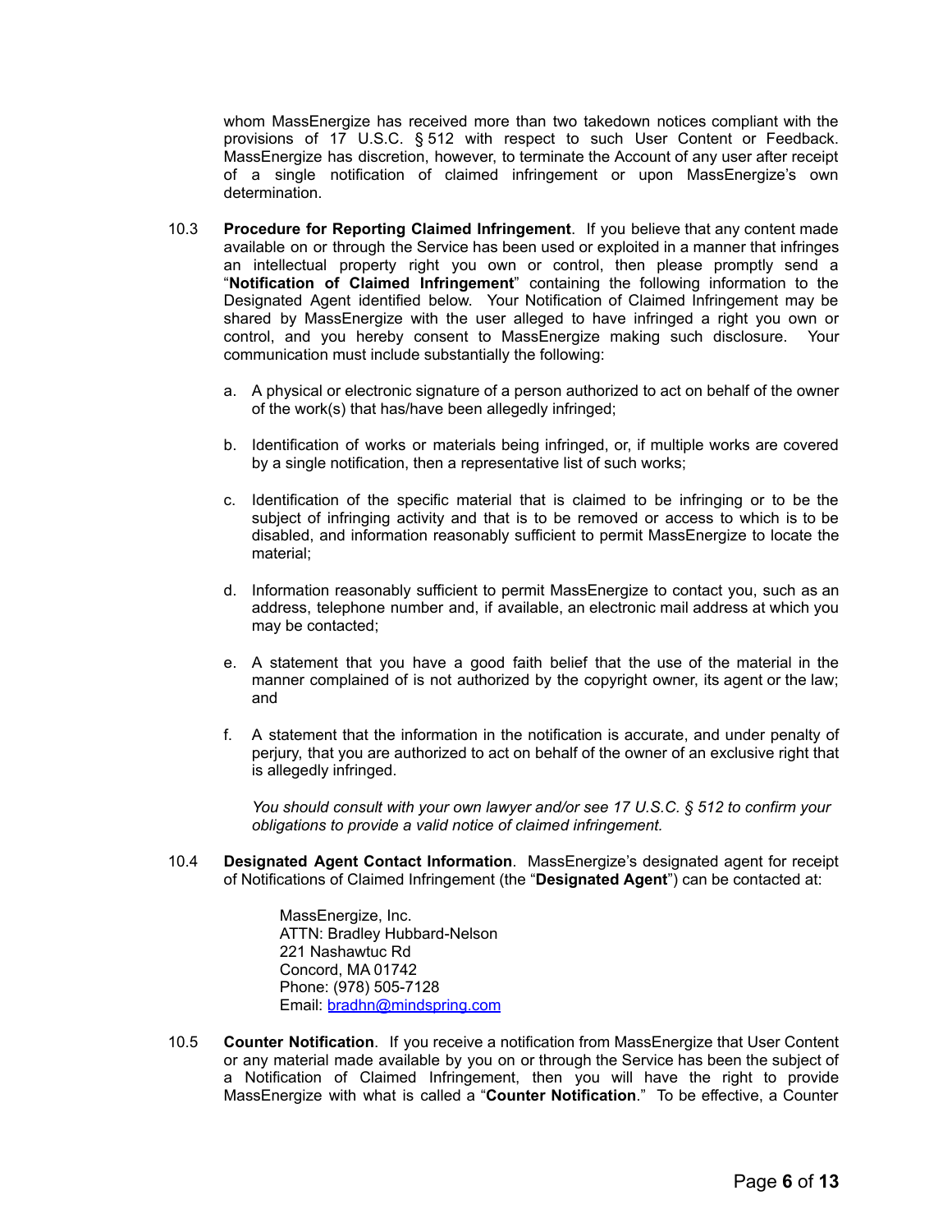whom MassEnergize has received more than two takedown notices compliant with the provisions of 17 U.S.C. § 512 with respect to such User Content or Feedback. MassEnergize has discretion, however, to terminate the Account of any user after receipt of a single notification of claimed infringement or upon MassEnergize's own determination.

10.3 **Procedure for Reporting Claimed Infringement**. If you believe that any content made available on or through the Service has been used or exploited in a manner that infringes an intellectual property right you own or control, then please promptly send a "**Notification of Claimed Infringement**" containing the following information to the Designated Agent identified below. Your Notification of Claimed Infringement may be shared by MassEnergize with the user alleged to have infringed a right you own or control, and you hereby consent to MassEnergize making such disclosure. Your communication must include substantially the following:

a. A physical or electronic signature of a person authorized to act on behalf of the owner of the work(s) that has/have been allegedly infringed;

b. Identification of works or materials being infringed, or, if multiple works are covered by a single notification, then a representative list of such works;

c. Identification of the specific material that is claimed to be infringing or to be the subject of infringing activity and that is to be removed or access to which is to be disabled, and information reasonably sufficient to permit MassEnergize to locate the material;

d. Information reasonably sufficient to permit MassEnergize to contact you, such as an address, telephone number and, if available, an electronic mail address at which you may be contacted;

e. A statement that you have a good faith belief that the use of the material in the manner complained of is not authorized by the copyright owner, its agent or the law; and

f. A statement that the information in the notification is accurate, and under penalty of perjury, that you are authorized to act on behalf of the owner of an exclusive right that is allegedly infringed.

*You should consult with your own lawyer and/or see 17 U.S.C. § 512 to confirm your obligations to provide a valid notice of claimed infringement.*

10.4 **Designated Agent Contact Information**. MassEnergize's designated agent for receipt of Notifications of Claimed Infringement (the "**Designated Agent**") can be contacted at:

MassEnergize, Inc.
ATTN: Bradley Hubbard-Nelson
221 Nashawtuc Rd
Concord, MA 01742
Phone: (978) 505-7128
Email: bradhn@mindspring.com

10.5 **Counter Notification**. If you receive a notification from MassEnergize that User Content or any material made available by you on or through the Service has been the subject of a Notification of Claimed Infringement, then you will have the right to provide MassEnergize with what is called a "**Counter Notification**." To be effective, a Counter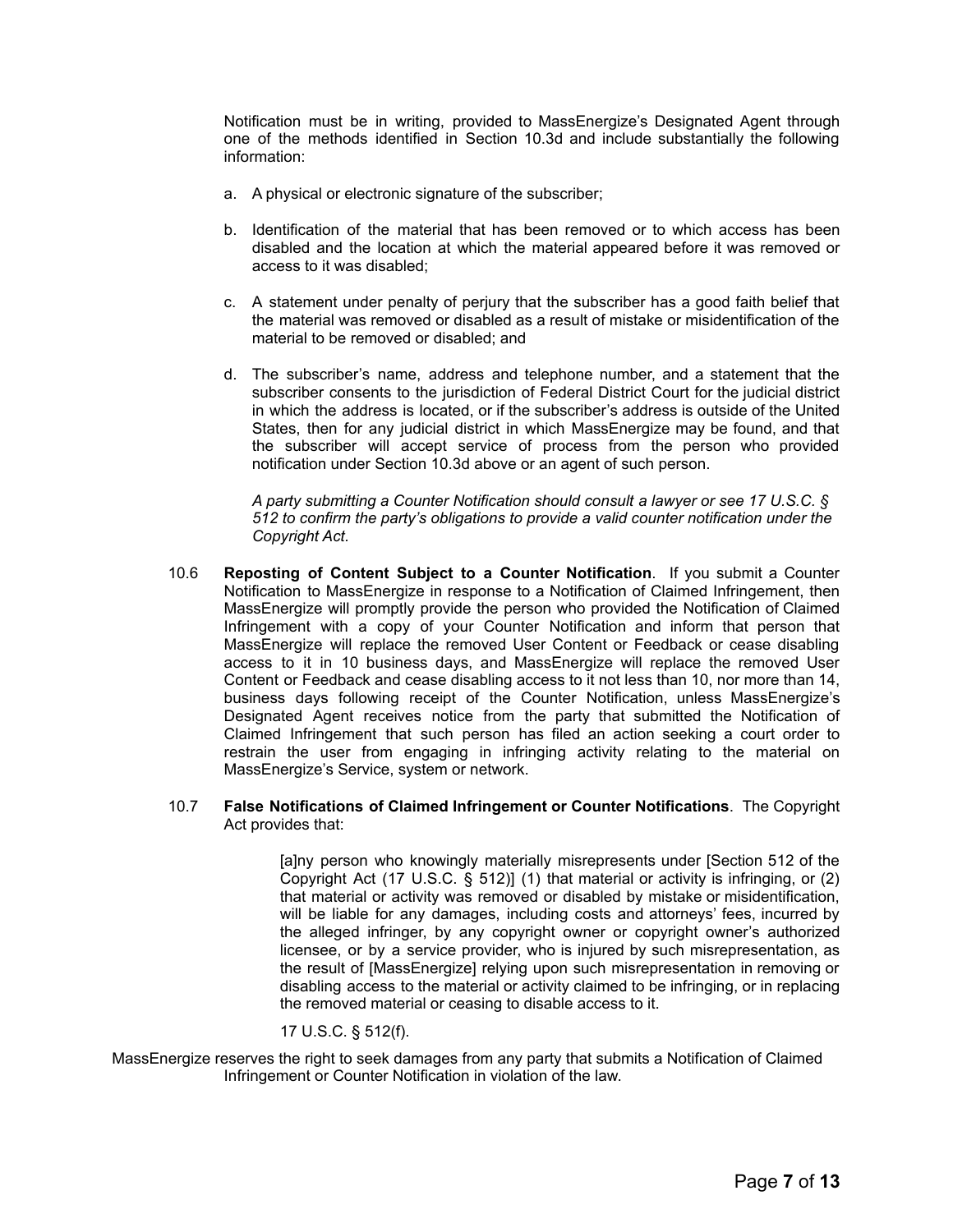Notification must be in writing, provided to MassEnergize's Designated Agent through one of the methods identified in Section 10.3d and include substantially the following information:

a. A physical or electronic signature of the subscriber;

b. Identification of the material that has been removed or to which access has been disabled and the location at which the material appeared before it was removed or access to it was disabled;

c. A statement under penalty of perjury that the subscriber has a good faith belief that the material was removed or disabled as a result of mistake or misidentification of the material to be removed or disabled; and

d. The subscriber's name, address and telephone number, and a statement that the subscriber consents to the jurisdiction of Federal District Court for the judicial district in which the address is located, or if the subscriber's address is outside of the United States, then for any judicial district in which MassEnergize may be found, and that the subscriber will accept service of process from the person who provided notification under Section 10.3d above or an agent of such person.

*A party submitting a Counter Notification should consult a lawyer or see 17 U.S.C. § 512 to confirm the party's obligations to provide a valid counter notification under the Copyright Act.*

10.6 **Reposting of Content Subject to a Counter Notification**. If you submit a Counter Notification to MassEnergize in response to a Notification of Claimed Infringement, then MassEnergize will promptly provide the person who provided the Notification of Claimed Infringement with a copy of your Counter Notification and inform that person that MassEnergize will replace the removed User Content or Feedback or cease disabling access to it in 10 business days, and MassEnergize will replace the removed User Content or Feedback and cease disabling access to it not less than 10, nor more than 14, business days following receipt of the Counter Notification, unless MassEnergize's Designated Agent receives notice from the party that submitted the Notification of Claimed Infringement that such person has filed an action seeking a court order to restrain the user from engaging in infringing activity relating to the material on MassEnergize's Service, system or network.

10.7 **False Notifications of Claimed Infringement or Counter Notifications**. The Copyright Act provides that:

> [a]ny person who knowingly materially misrepresents under [Section 512 of the Copyright Act (17 U.S.C. § 512)] (1) that material or activity is infringing, or (2) that material or activity was removed or disabled by mistake or misidentification, will be liable for any damages, including costs and attorneys' fees, incurred by the alleged infringer, by any copyright owner or copyright owner's authorized licensee, or by a service provider, who is injured by such misrepresentation, as the result of [MassEnergize] relying upon such misrepresentation in removing or disabling access to the material or activity claimed to be infringing, or in replacing the removed material or ceasing to disable access to it.
>
> 17 U.S.C. § 512(f).

MassEnergize reserves the right to seek damages from any party that submits a Notification of Claimed Infringement or Counter Notification in violation of the law.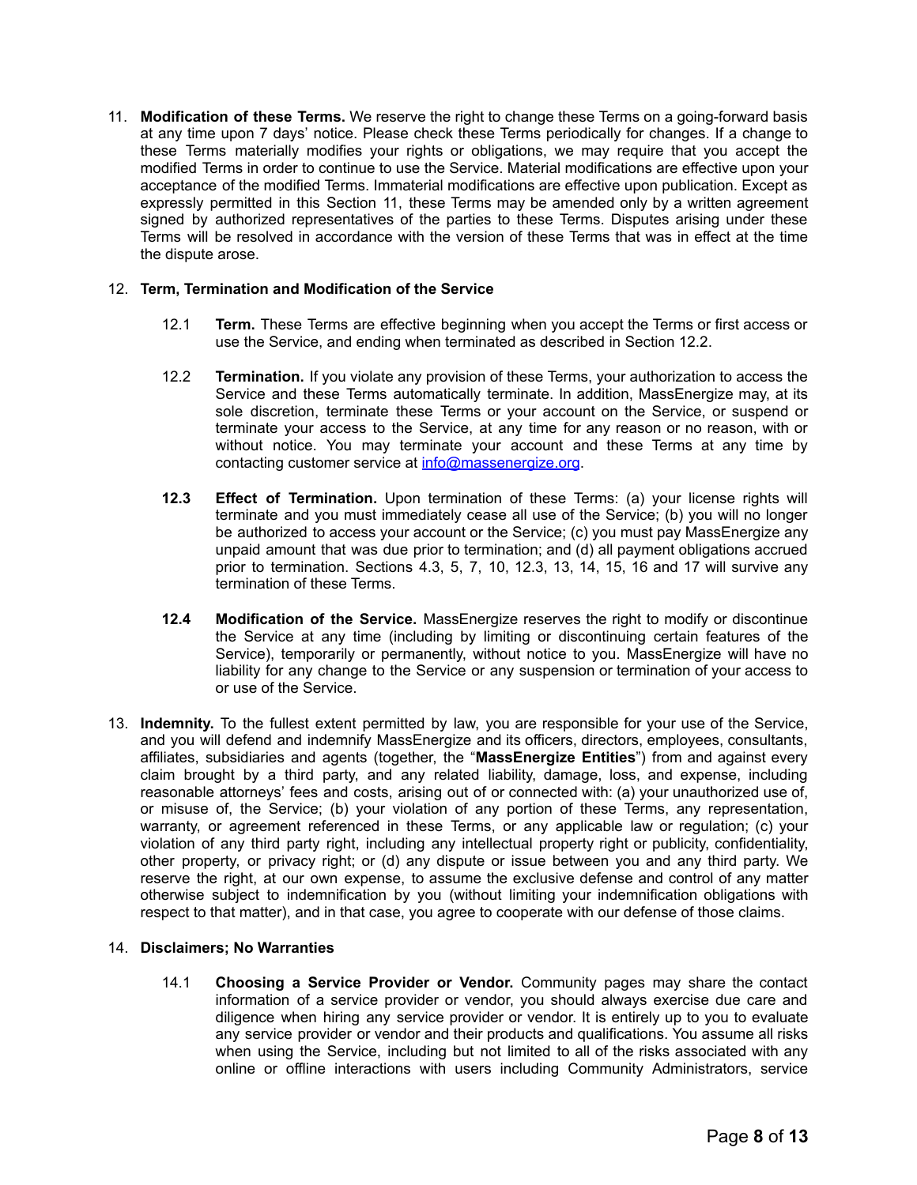11. **Modification of these Terms.** We reserve the right to change these Terms on a going-forward basis at any time upon 7 days' notice. Please check these Terms periodically for changes. If a change to these Terms materially modifies your rights or obligations, we may require that you accept the modified Terms in order to continue to use the Service. Material modifications are effective upon your acceptance of the modified Terms. Immaterial modifications are effective upon publication. Except as expressly permitted in this Section 11, these Terms may be amended only by a written agreement signed by authorized representatives of the parties to these Terms. Disputes arising under these Terms will be resolved in accordance with the version of these Terms that was in effect at the time the dispute arose.

12. **Term, Termination and Modification of the Service**

    12.1 **Term.** These Terms are effective beginning when you accept the Terms or first access or use the Service, and ending when terminated as described in Section 12.2.

    12.2 **Termination.** If you violate any provision of these Terms, your authorization to access the Service and these Terms automatically terminate. In addition, MassEnergize may, at its sole discretion, terminate these Terms or your account on the Service, or suspend or terminate your access to the Service, at any time for any reason or no reason, with or without notice. You may terminate your account and these Terms at any time by contacting customer service at [info@massenergize.org](mailto:info@massenergize.org).

    **12.3** **Effect of Termination.** Upon termination of these Terms: (a) your license rights will terminate and you must immediately cease all use of the Service; (b) you will no longer be authorized to access your account or the Service; (c) you must pay MassEnergize any unpaid amount that was due prior to termination; and (d) all payment obligations accrued prior to termination. Sections 4.3, 5, 7, 10, 12.3, 13, 14, 15, 16 and 17 will survive any termination of these Terms.

    **12.4** **Modification of the Service.** MassEnergize reserves the right to modify or discontinue the Service at any time (including by limiting or discontinuing certain features of the Service), temporarily or permanently, without notice to you. MassEnergize will have no liability for any change to the Service or any suspension or termination of your access to or use of the Service.

13. **Indemnity.** To the fullest extent permitted by law, you are responsible for your use of the Service, and you will defend and indemnify MassEnergize and its officers, directors, employees, consultants, affiliates, subsidiaries and agents (together, the "**MassEnergize Entities**") from and against every claim brought by a third party, and any related liability, damage, loss, and expense, including reasonable attorneys' fees and costs, arising out of or connected with: (a) your unauthorized use of, or misuse of, the Service; (b) your violation of any portion of these Terms, any representation, warranty, or agreement referenced in these Terms, or any applicable law or regulation; (c) your violation of any third party right, including any intellectual property right or publicity, confidentiality, other property, or privacy right; or (d) any dispute or issue between you and any third party. We reserve the right, at our own expense, to assume the exclusive defense and control of any matter otherwise subject to indemnification by you (without limiting your indemnification obligations with respect to that matter), and in that case, you agree to cooperate with our defense of those claims.

14. **Disclaimers; No Warranties**

    14.1 **Choosing a Service Provider or Vendor.** Community pages may share the contact information of a service provider or vendor, you should always exercise due care and diligence when hiring any service provider or vendor. It is entirely up to you to evaluate any service provider or vendor and their products and qualifications. You assume all risks when using the Service, including but not limited to all of the risks associated with any online or offline interactions with users including Community Administrators, service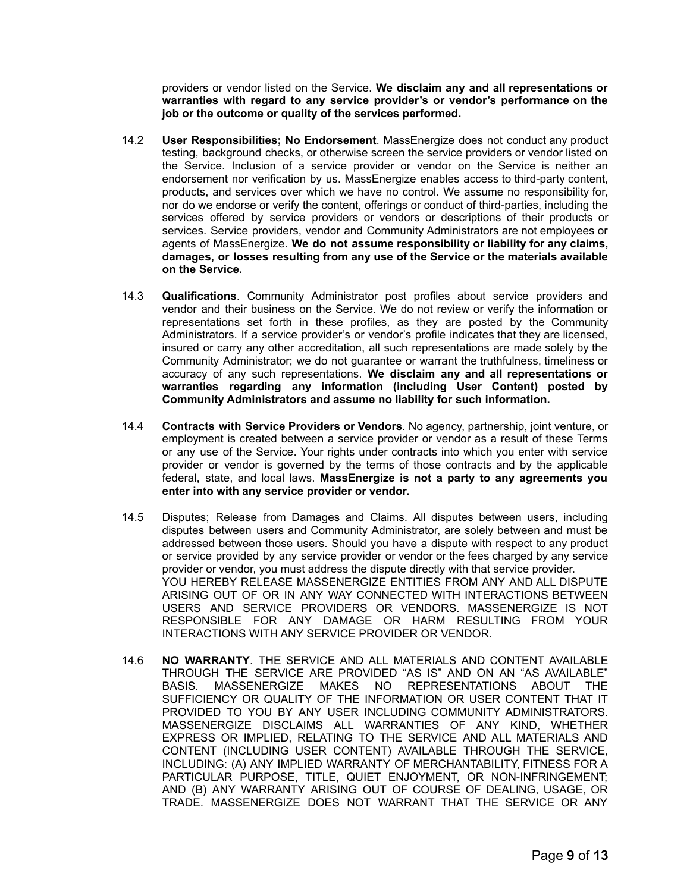providers or vendor listed on the Service. **We disclaim any and all representations or warranties with regard to any service provider's or vendor's performance on the job or the outcome or quality of the services performed.**

14.2 **User Responsibilities; No Endorsement**. MassEnergize does not conduct any product testing, background checks, or otherwise screen the service providers or vendor listed on the Service. Inclusion of a service provider or vendor on the Service is neither an endorsement nor verification by us. MassEnergize enables access to third-party content, products, and services over which we have no control. We assume no responsibility for, nor do we endorse or verify the content, offerings or conduct of third-parties, including the services offered by service providers or vendors or descriptions of their products or services. Service providers, vendor and Community Administrators are not employees or agents of MassEnergize. **We do not assume responsibility or liability for any claims, damages, or losses resulting from any use of the Service or the materials available on the Service.**

14.3 **Qualifications**. Community Administrator post profiles about service providers and vendor and their business on the Service. We do not review or verify the information or representations set forth in these profiles, as they are posted by the Community Administrators. If a service provider's or vendor's profile indicates that they are licensed, insured or carry any other accreditation, all such representations are made solely by the Community Administrator; we do not guarantee or warrant the truthfulness, timeliness or accuracy of any such representations. **We disclaim any and all representations or warranties regarding any information (including User Content) posted by Community Administrators and assume no liability for such information.**

14.4 **Contracts with Service Providers or Vendors**. No agency, partnership, joint venture, or employment is created between a service provider or vendor as a result of these Terms or any use of the Service. Your rights under contracts into which you enter with service provider or vendor is governed by the terms of those contracts and by the applicable federal, state, and local laws. **MassEnergize is not a party to any agreements you enter into with any service provider or vendor.**

14.5 Disputes; Release from Damages and Claims. All disputes between users, including disputes between users and Community Administrator, are solely between and must be addressed between those users. Should you have a dispute with respect to any product or service provided by any service provider or vendor or the fees charged by any service provider or vendor, you must address the dispute directly with that service provider.
YOU HEREBY RELEASE MASSENERGIZE ENTITIES FROM ANY AND ALL DISPUTE ARISING OUT OF OR IN ANY WAY CONNECTED WITH INTERACTIONS BETWEEN USERS AND SERVICE PROVIDERS OR VENDORS. MASSENERGIZE IS NOT RESPONSIBLE FOR ANY DAMAGE OR HARM RESULTING FROM YOUR INTERACTIONS WITH ANY SERVICE PROVIDER OR VENDOR.

14.6 **NO WARRANTY**. THE SERVICE AND ALL MATERIALS AND CONTENT AVAILABLE THROUGH THE SERVICE ARE PROVIDED "AS IS" AND ON AN "AS AVAILABLE" BASIS. MASSENERGIZE MAKES NO REPRESENTATIONS ABOUT THE SUFFICIENCY OR QUALITY OF THE INFORMATION OR USER CONTENT THAT IT PROVIDED TO YOU BY ANY USER INCLUDING COMMUNITY ADMINISTRATORS. MASSENERGIZE DISCLAIMS ALL WARRANTIES OF ANY KIND, WHETHER EXPRESS OR IMPLIED, RELATING TO THE SERVICE AND ALL MATERIALS AND CONTENT (INCLUDING USER CONTENT) AVAILABLE THROUGH THE SERVICE, INCLUDING: (A) ANY IMPLIED WARRANTY OF MERCHANTABILITY, FITNESS FOR A PARTICULAR PURPOSE, TITLE, QUIET ENJOYMENT, OR NON-INFRINGEMENT; AND (B) ANY WARRANTY ARISING OUT OF COURSE OF DEALING, USAGE, OR TRADE. MASSENERGIZE DOES NOT WARRANT THAT THE SERVICE OR ANY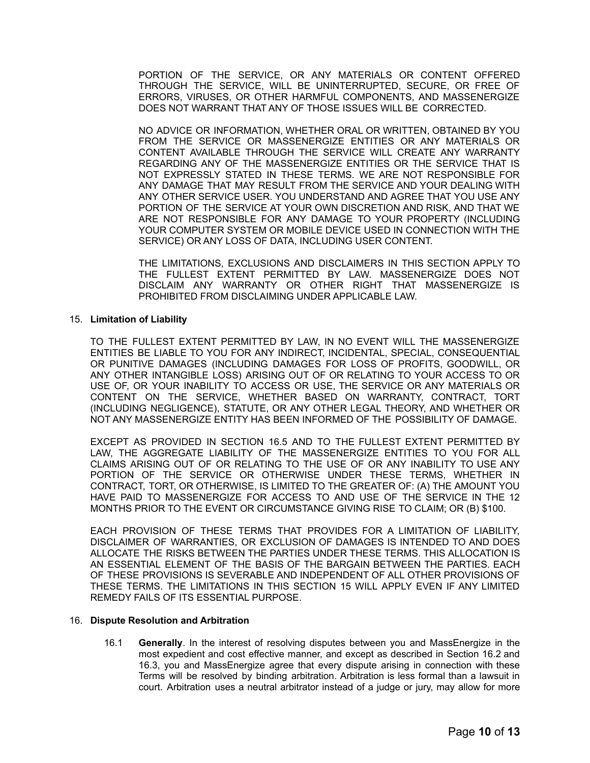PORTION OF THE SERVICE, OR ANY MATERIALS OR CONTENT OFFERED THROUGH THE SERVICE, WILL BE UNINTERRUPTED, SECURE, OR FREE OF ERRORS, VIRUSES, OR OTHER HARMFUL COMPONENTS, AND MASSENERGIZE DOES NOT WARRANT THAT ANY OF THOSE ISSUES WILL BE CORRECTED.

NO ADVICE OR INFORMATION, WHETHER ORAL OR WRITTEN, OBTAINED BY YOU FROM THE SERVICE OR MASSENERGIZE ENTITIES OR ANY MATERIALS OR CONTENT AVAILABLE THROUGH THE SERVICE WILL CREATE ANY WARRANTY REGARDING ANY OF THE MASSENERGIZE ENTITIES OR THE SERVICE THAT IS NOT EXPRESSLY STATED IN THESE TERMS. WE ARE NOT RESPONSIBLE FOR ANY DAMAGE THAT MAY RESULT FROM THE SERVICE AND YOUR DEALING WITH ANY OTHER SERVICE USER. YOU UNDERSTAND AND AGREE THAT YOU USE ANY PORTION OF THE SERVICE AT YOUR OWN DISCRETION AND RISK, AND THAT WE ARE NOT RESPONSIBLE FOR ANY DAMAGE TO YOUR PROPERTY (INCLUDING YOUR COMPUTER SYSTEM OR MOBILE DEVICE USED IN CONNECTION WITH THE SERVICE) OR ANY LOSS OF DATA, INCLUDING USER CONTENT.

THE LIMITATIONS, EXCLUSIONS AND DISCLAIMERS IN THIS SECTION APPLY TO THE FULLEST EXTENT PERMITTED BY LAW. MASSENERGIZE DOES NOT DISCLAIM ANY WARRANTY OR OTHER RIGHT THAT MASSENERGIZE IS PROHIBITED FROM DISCLAIMING UNDER APPLICABLE LAW.

15. **Limitation of Liability**

TO THE FULLEST EXTENT PERMITTED BY LAW, IN NO EVENT WILL THE MASSENERGIZE ENTITIES BE LIABLE TO YOU FOR ANY INDIRECT, INCIDENTAL, SPECIAL, CONSEQUENTIAL OR PUNITIVE DAMAGES (INCLUDING DAMAGES FOR LOSS OF PROFITS, GOODWILL, OR ANY OTHER INTANGIBLE LOSS) ARISING OUT OF OR RELATING TO YOUR ACCESS TO OR USE OF, OR YOUR INABILITY TO ACCESS OR USE, THE SERVICE OR ANY MATERIALS OR CONTENT ON THE SERVICE, WHETHER BASED ON WARRANTY, CONTRACT, TORT (INCLUDING NEGLIGENCE), STATUTE, OR ANY OTHER LEGAL THEORY, AND WHETHER OR NOT ANY MASSENERGIZE ENTITY HAS BEEN INFORMED OF THE POSSIBILITY OF DAMAGE.

EXCEPT AS PROVIDED IN SECTION 16.5 AND TO THE FULLEST EXTENT PERMITTED BY LAW, THE AGGREGATE LIABILITY OF THE MASSENERGIZE ENTITIES TO YOU FOR ALL CLAIMS ARISING OUT OF OR RELATING TO THE USE OF OR ANY INABILITY TO USE ANY PORTION OF THE SERVICE OR OTHERWISE UNDER THESE TERMS, WHETHER IN CONTRACT, TORT, OR OTHERWISE, IS LIMITED TO THE GREATER OF: (A) THE AMOUNT YOU HAVE PAID TO MASSENERGIZE FOR ACCESS TO AND USE OF THE SERVICE IN THE 12 MONTHS PRIOR TO THE EVENT OR CIRCUMSTANCE GIVING RISE TO CLAIM; OR (B) $100.

EACH PROVISION OF THESE TERMS THAT PROVIDES FOR A LIMITATION OF LIABILITY, DISCLAIMER OF WARRANTIES, OR EXCLUSION OF DAMAGES IS INTENDED TO AND DOES ALLOCATE THE RISKS BETWEEN THE PARTIES UNDER THESE TERMS. THIS ALLOCATION IS AN ESSENTIAL ELEMENT OF THE BASIS OF THE BARGAIN BETWEEN THE PARTIES. EACH OF THESE PROVISIONS IS SEVERABLE AND INDEPENDENT OF ALL OTHER PROVISIONS OF THESE TERMS. THE LIMITATIONS IN THIS SECTION 15 WILL APPLY EVEN IF ANY LIMITED REMEDY FAILS OF ITS ESSENTIAL PURPOSE.

16. **Dispute Resolution and Arbitration**

16.1 **Generally**. In the interest of resolving disputes between you and MassEnergize in the most expedient and cost effective manner, and except as described in Section 16.2 and 16.3, you and MassEnergize agree that every dispute arising in connection with these Terms will be resolved by binding arbitration. Arbitration is less formal than a lawsuit in court. Arbitration uses a neutral arbitrator instead of a judge or jury, may allow for more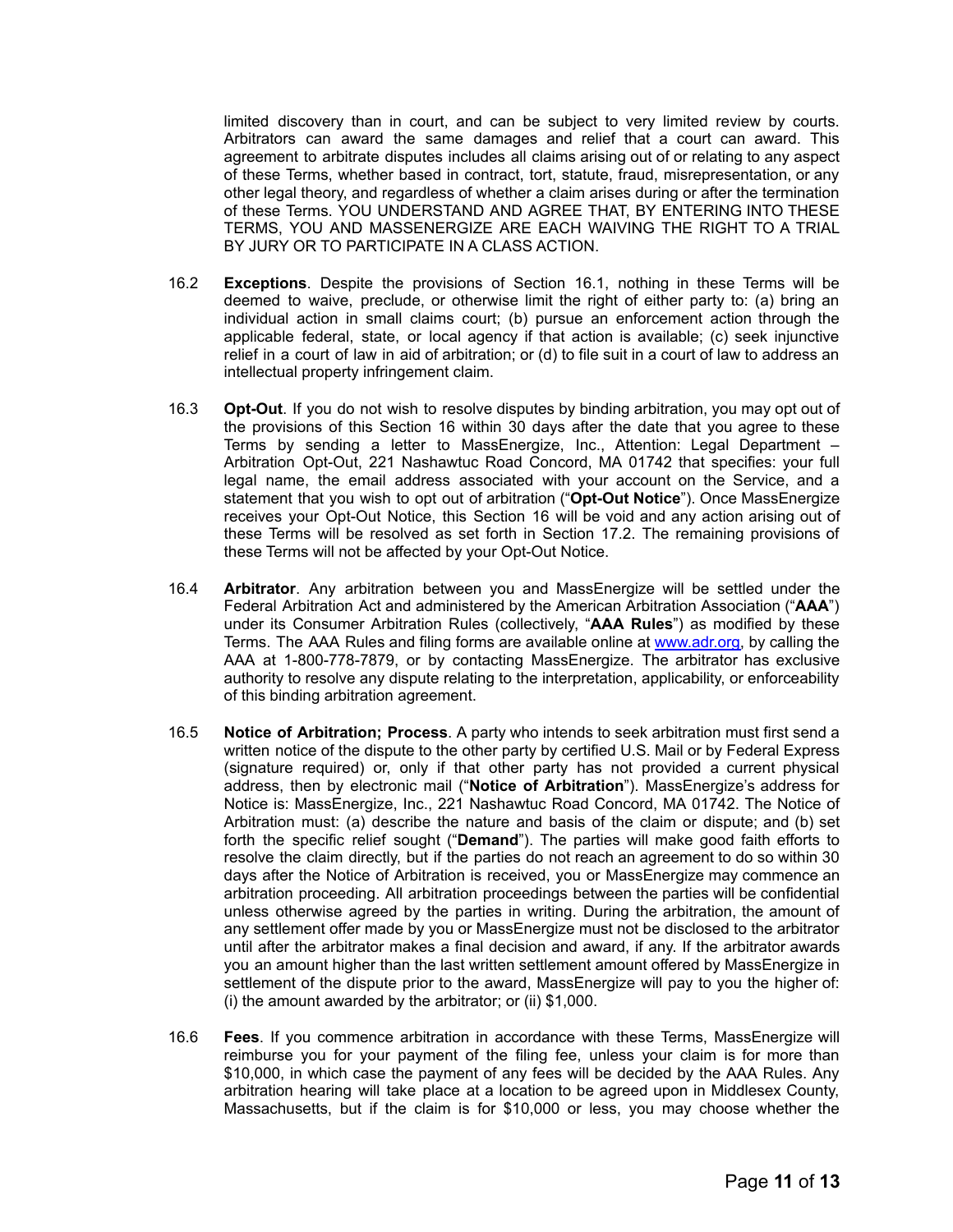limited discovery than in court, and can be subject to very limited review by courts. Arbitrators can award the same damages and relief that a court can award. This agreement to arbitrate disputes includes all claims arising out of or relating to any aspect of these Terms, whether based in contract, tort, statute, fraud, misrepresentation, or any other legal theory, and regardless of whether a claim arises during or after the termination of these Terms. YOU UNDERSTAND AND AGREE THAT, BY ENTERING INTO THESE TERMS, YOU AND MASSENERGIZE ARE EACH WAIVING THE RIGHT TO A TRIAL BY JURY OR TO PARTICIPATE IN A CLASS ACTION.

16.2 **Exceptions**. Despite the provisions of Section 16.1, nothing in these Terms will be deemed to waive, preclude, or otherwise limit the right of either party to: (a) bring an individual action in small claims court; (b) pursue an enforcement action through the applicable federal, state, or local agency if that action is available; (c) seek injunctive relief in a court of law in aid of arbitration; or (d) to file suit in a court of law to address an intellectual property infringement claim.

16.3 **Opt-Out**. If you do not wish to resolve disputes by binding arbitration, you may opt out of the provisions of this Section 16 within 30 days after the date that you agree to these Terms by sending a letter to MassEnergize, Inc., Attention: Legal Department – Arbitration Opt-Out, 221 Nashawtuc Road Concord, MA 01742 that specifies: your full legal name, the email address associated with your account on the Service, and a statement that you wish to opt out of arbitration ("**Opt-Out Notice**"). Once MassEnergize receives your Opt-Out Notice, this Section 16 will be void and any action arising out of these Terms will be resolved as set forth in Section 17.2. The remaining provisions of these Terms will not be affected by your Opt-Out Notice.

16.4 **Arbitrator**. Any arbitration between you and MassEnergize will be settled under the Federal Arbitration Act and administered by the American Arbitration Association ("**AAA**") under its Consumer Arbitration Rules (collectively, "**AAA Rules**") as modified by these Terms. The AAA Rules and filing forms are available online at [www.adr.org](http://www.adr.org), by calling the AAA at 1-800-778-7879, or by contacting MassEnergize. The arbitrator has exclusive authority to resolve any dispute relating to the interpretation, applicability, or enforceability of this binding arbitration agreement.

16.5 **Notice of Arbitration; Process**. A party who intends to seek arbitration must first send a written notice of the dispute to the other party by certified U.S. Mail or by Federal Express (signature required) or, only if that other party has not provided a current physical address, then by electronic mail ("**Notice of Arbitration**"). MassEnergize's address for Notice is: MassEnergize, Inc., 221 Nashawtuc Road Concord, MA 01742. The Notice of Arbitration must: (a) describe the nature and basis of the claim or dispute; and (b) set forth the specific relief sought ("**Demand**"). The parties will make good faith efforts to resolve the claim directly, but if the parties do not reach an agreement to do so within 30 days after the Notice of Arbitration is received, you or MassEnergize may commence an arbitration proceeding. All arbitration proceedings between the parties will be confidential unless otherwise agreed by the parties in writing. During the arbitration, the amount of any settlement offer made by you or MassEnergize must not be disclosed to the arbitrator until after the arbitrator makes a final decision and award, if any. If the arbitrator awards you an amount higher than the last written settlement amount offered by MassEnergize in settlement of the dispute prior to the award, MassEnergize will pay to you the higher of: (i) the amount awarded by the arbitrator; or (ii) $1,000.

16.6 **Fees**. If you commence arbitration in accordance with these Terms, MassEnergize will reimburse you for your payment of the filing fee, unless your claim is for more than $10,000, in which case the payment of any fees will be decided by the AAA Rules. Any arbitration hearing will take place at a location to be agreed upon in Middlesex County, Massachusetts, but if the claim is for $10,000 or less, you may choose whether the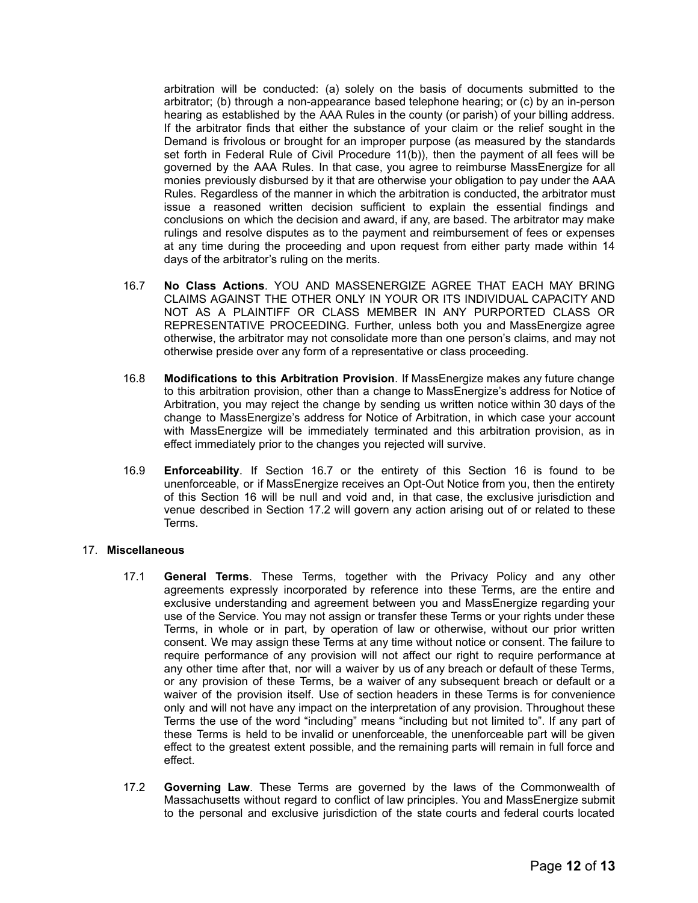arbitration will be conducted: (a) solely on the basis of documents submitted to the arbitrator; (b) through a non-appearance based telephone hearing; or (c) by an in-person hearing as established by the AAA Rules in the county (or parish) of your billing address. If the arbitrator finds that either the substance of your claim or the relief sought in the Demand is frivolous or brought for an improper purpose (as measured by the standards set forth in Federal Rule of Civil Procedure 11(b)), then the payment of all fees will be governed by the AAA Rules. In that case, you agree to reimburse MassEnergize for all monies previously disbursed by it that are otherwise your obligation to pay under the AAA Rules. Regardless of the manner in which the arbitration is conducted, the arbitrator must issue a reasoned written decision sufficient to explain the essential findings and conclusions on which the decision and award, if any, are based. The arbitrator may make rulings and resolve disputes as to the payment and reimbursement of fees or expenses at any time during the proceeding and upon request from either party made within 14 days of the arbitrator's ruling on the merits.

16.7 **No Class Actions**. YOU AND MASSENERGIZE AGREE THAT EACH MAY BRING CLAIMS AGAINST THE OTHER ONLY IN YOUR OR ITS INDIVIDUAL CAPACITY AND NOT AS A PLAINTIFF OR CLASS MEMBER IN ANY PURPORTED CLASS OR REPRESENTATIVE PROCEEDING. Further, unless both you and MassEnergize agree otherwise, the arbitrator may not consolidate more than one person's claims, and may not otherwise preside over any form of a representative or class proceeding.

16.8 **Modifications to this Arbitration Provision**. If MassEnergize makes any future change to this arbitration provision, other than a change to MassEnergize's address for Notice of Arbitration, you may reject the change by sending us written notice within 30 days of the change to MassEnergize's address for Notice of Arbitration, in which case your account with MassEnergize will be immediately terminated and this arbitration provision, as in effect immediately prior to the changes you rejected will survive.

16.9 **Enforceability**. If Section 16.7 or the entirety of this Section 16 is found to be unenforceable, or if MassEnergize receives an Opt-Out Notice from you, then the entirety of this Section 16 will be null and void and, in that case, the exclusive jurisdiction and venue described in Section 17.2 will govern any action arising out of or related to these Terms.

17. **Miscellaneous**

17.1 **General Terms**. These Terms, together with the Privacy Policy and any other agreements expressly incorporated by reference into these Terms, are the entire and exclusive understanding and agreement between you and MassEnergize regarding your use of the Service. You may not assign or transfer these Terms or your rights under these Terms, in whole or in part, by operation of law or otherwise, without our prior written consent. We may assign these Terms at any time without notice or consent. The failure to require performance of any provision will not affect our right to require performance at any other time after that, nor will a waiver by us of any breach or default of these Terms, or any provision of these Terms, be a waiver of any subsequent breach or default or a waiver of the provision itself. Use of section headers in these Terms is for convenience only and will not have any impact on the interpretation of any provision. Throughout these Terms the use of the word "including" means "including but not limited to". If any part of these Terms is held to be invalid or unenforceable, the unenforceable part will be given effect to the greatest extent possible, and the remaining parts will remain in full force and effect.

17.2 **Governing Law**. These Terms are governed by the laws of the Commonwealth of Massachusetts without regard to conflict of law principles. You and MassEnergize submit to the personal and exclusive jurisdiction of the state courts and federal courts located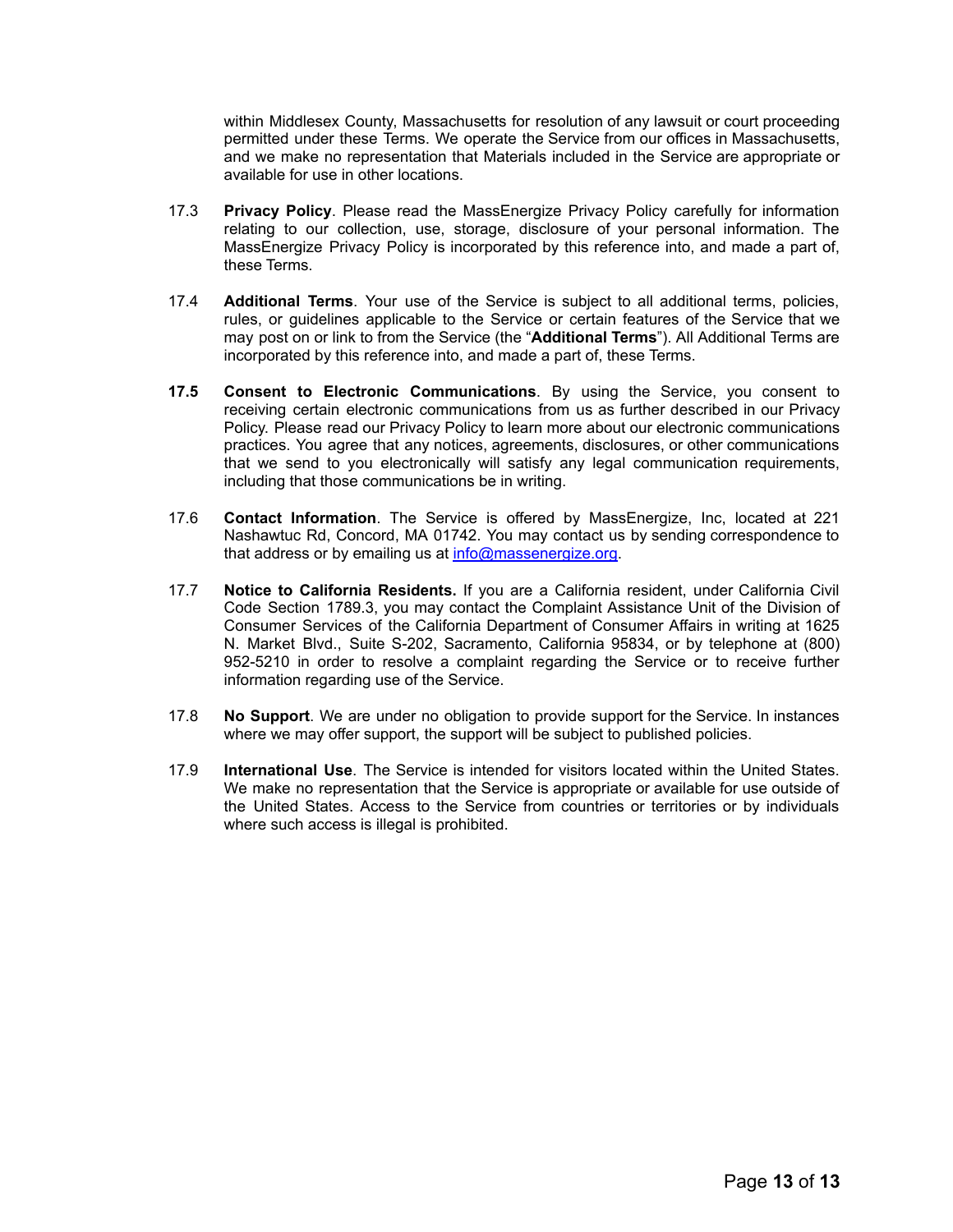within Middlesex County, Massachusetts for resolution of any lawsuit or court proceeding permitted under these Terms. We operate the Service from our offices in Massachusetts, and we make no representation that Materials included in the Service are appropriate or available for use in other locations.

17.3 **Privacy Policy**. Please read the MassEnergize Privacy Policy carefully for information relating to our collection, use, storage, disclosure of your personal information. The MassEnergize Privacy Policy is incorporated by this reference into, and made a part of, these Terms.

17.4 **Additional Terms**. Your use of the Service is subject to all additional terms, policies, rules, or guidelines applicable to the Service or certain features of the Service that we may post on or link to from the Service (the "**Additional Terms**"). All Additional Terms are incorporated by this reference into, and made a part of, these Terms.

**17.5** **Consent to Electronic Communications**. By using the Service, you consent to receiving certain electronic communications from us as further described in our Privacy Policy. Please read our Privacy Policy to learn more about our electronic communications practices. You agree that any notices, agreements, disclosures, or other communications that we send to you electronically will satisfy any legal communication requirements, including that those communications be in writing.

17.6 **Contact Information**. The Service is offered by MassEnergize, Inc, located at 221 Nashawtuc Rd, Concord, MA 01742. You may contact us by sending correspondence to that address or by emailing us at info@massenergize.org.

17.7 **Notice to California Residents.** If you are a California resident, under California Civil Code Section 1789.3, you may contact the Complaint Assistance Unit of the Division of Consumer Services of the California Department of Consumer Affairs in writing at 1625 N. Market Blvd., Suite S-202, Sacramento, California 95834, or by telephone at (800) 952-5210 in order to resolve a complaint regarding the Service or to receive further information regarding use of the Service.

17.8 **No Support**. We are under no obligation to provide support for the Service. In instances where we may offer support, the support will be subject to published policies.

17.9 **International Use**. The Service is intended for visitors located within the United States. We make no representation that the Service is appropriate or available for use outside of the United States. Access to the Service from countries or territories or by individuals where such access is illegal is prohibited.